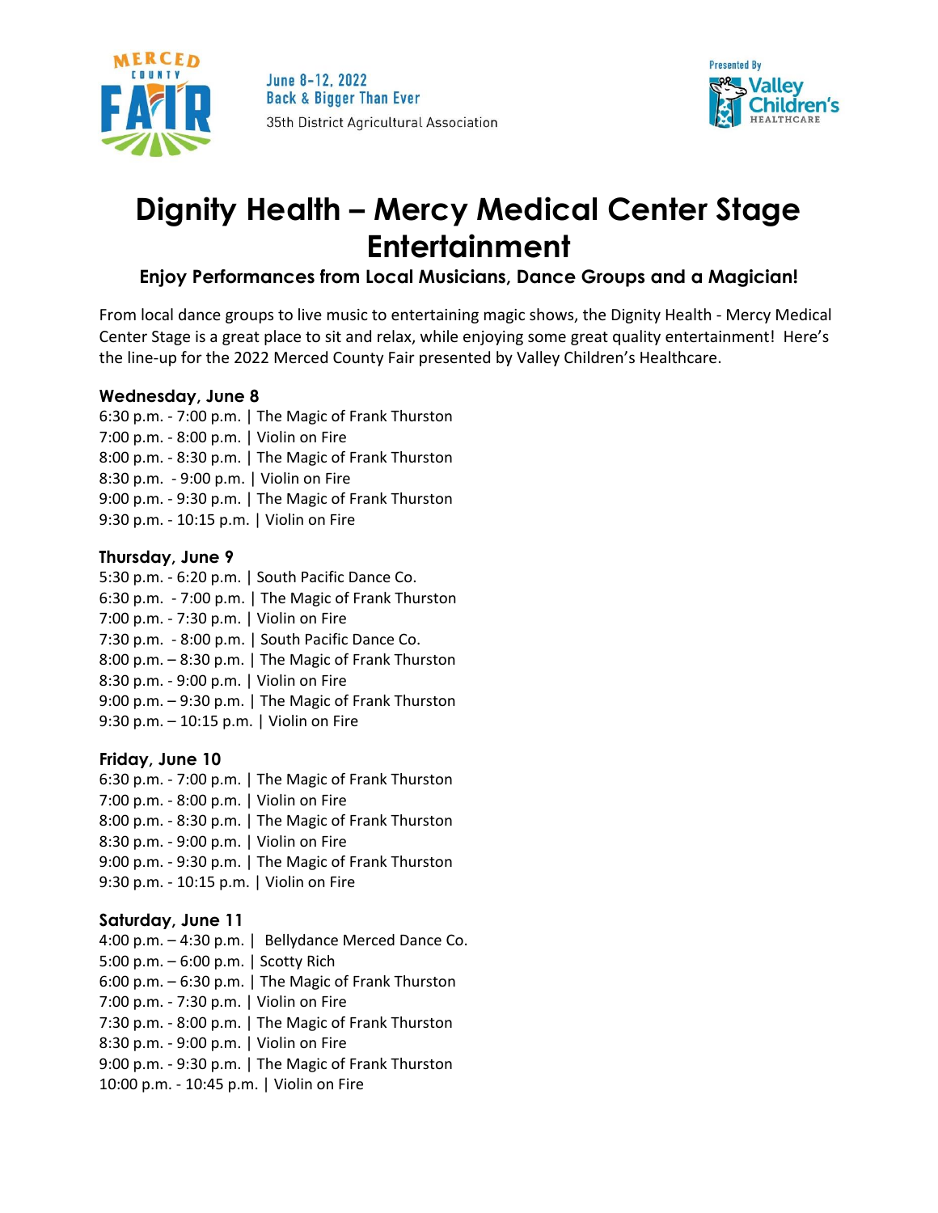June 8-12, 2022
Back & Bigger Than Ever
35th District Agricultural Association

Presented By Valley Children's Healthcare

# Dignity Health – Mercy Medical Center Stage Entertainment

### Enjoy Performances from Local Musicians, Dance Groups and a Magician!

From local dance groups to live music to entertaining magic shows, the Dignity Health - Mercy Medical Center Stage is a great place to sit and relax, while enjoying some great quality entertainment! Here's the line-up for the 2022 Merced County Fair presented by Valley Children's Healthcare.

**Wednesday, June 8**

6:30 p.m. - 7:00 p.m. | The Magic of Frank Thurston
7:00 p.m. - 8:00 p.m. | Violin on Fire
8:00 p.m. - 8:30 p.m. | The Magic of Frank Thurston
8:30 p.m. - 9:00 p.m. | Violin on Fire
9:00 p.m. - 9:30 p.m. | The Magic of Frank Thurston
9:30 p.m. - 10:15 p.m. | Violin on Fire

**Thursday, June 9**

5:30 p.m. - 6:20 p.m. | South Pacific Dance Co.
6:30 p.m. - 7:00 p.m. | The Magic of Frank Thurston
7:00 p.m. - 7:30 p.m. | Violin on Fire
7:30 p.m. - 8:00 p.m. | South Pacific Dance Co.
8:00 p.m. – 8:30 p.m. | The Magic of Frank Thurston
8:30 p.m. - 9:00 p.m. | Violin on Fire
9:00 p.m. – 9:30 p.m. | The Magic of Frank Thurston
9:30 p.m. – 10:15 p.m. | Violin on Fire

**Friday, June 10**

6:30 p.m. - 7:00 p.m. | The Magic of Frank Thurston
7:00 p.m. - 8:00 p.m. | Violin on Fire
8:00 p.m. - 8:30 p.m. | The Magic of Frank Thurston
8:30 p.m. - 9:00 p.m. | Violin on Fire
9:00 p.m. - 9:30 p.m. | The Magic of Frank Thurston
9:30 p.m. - 10:15 p.m. | Violin on Fire

**Saturday, June 11**

4:00 p.m. – 4:30 p.m. | Bellydance Merced Dance Co.
5:00 p.m. – 6:00 p.m. | Scotty Rich
6:00 p.m. – 6:30 p.m. | The Magic of Frank Thurston
7:00 p.m. - 7:30 p.m. | Violin on Fire
7:30 p.m. - 8:00 p.m. | The Magic of Frank Thurston
8:30 p.m. - 9:00 p.m. | Violin on Fire
9:00 p.m. - 9:30 p.m. | The Magic of Frank Thurston
10:00 p.m. - 10:45 p.m. | Violin on Fire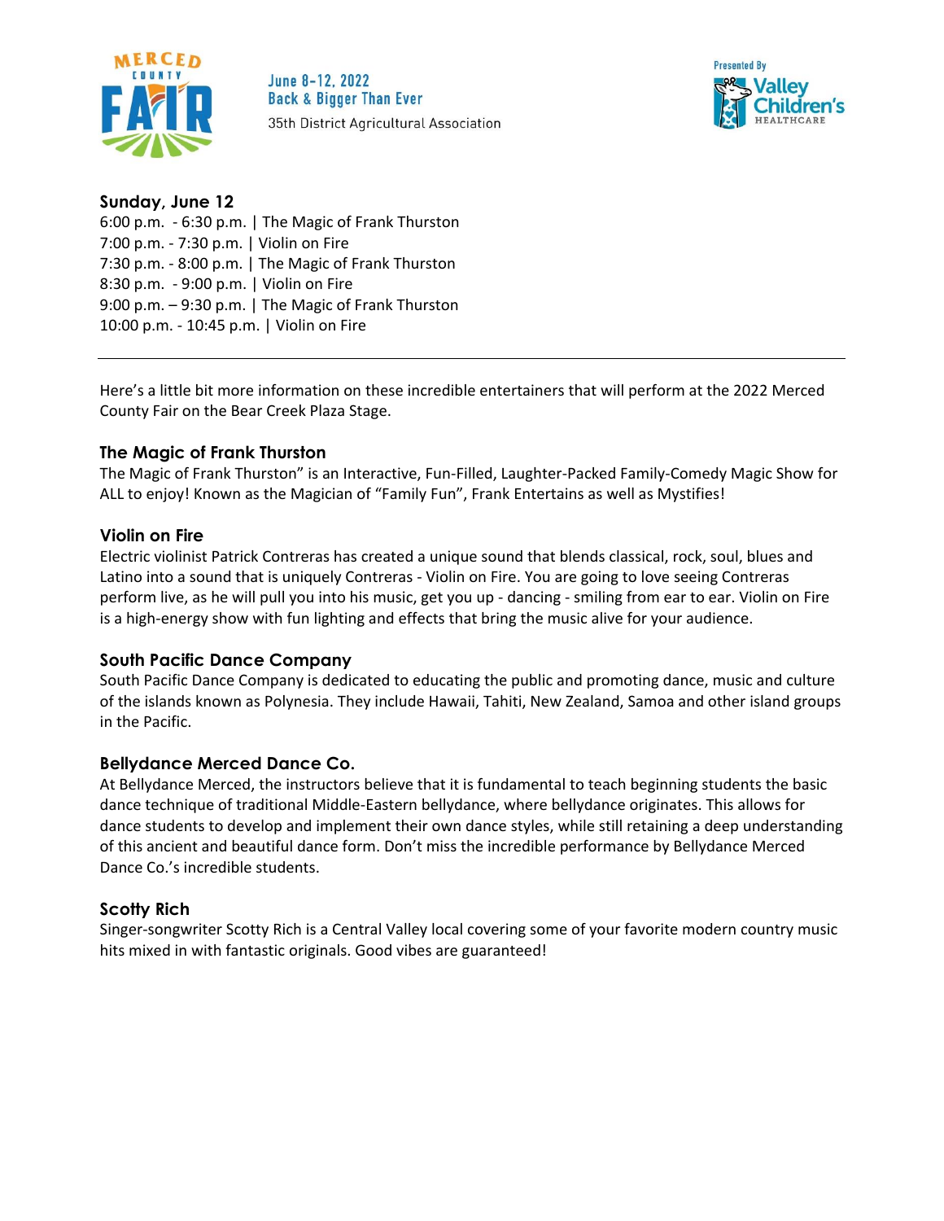June 8-12, 2022
Back & Bigger Than Ever
35th District Agricultural Association

Presented By Valley Children's Healthcare

### Sunday, June 12

6:00 p.m. - 6:30 p.m. | The Magic of Frank Thurston
7:00 p.m. - 7:30 p.m. | Violin on Fire
7:30 p.m. - 8:00 p.m. | The Magic of Frank Thurston
8:30 p.m. - 9:00 p.m. | Violin on Fire
9:00 p.m. – 9:30 p.m. | The Magic of Frank Thurston
10:00 p.m. - 10:45 p.m. | Violin on Fire

---

Here's a little bit more information on these incredible entertainers that will perform at the 2022 Merced County Fair on the Bear Creek Plaza Stage.

### The Magic of Frank Thurston

The Magic of Frank Thurston" is an Interactive, Fun-Filled, Laughter-Packed Family-Comedy Magic Show for ALL to enjoy! Known as the Magician of "Family Fun", Frank Entertains as well as Mystifies!

### Violin on Fire

Electric violinist Patrick Contreras has created a unique sound that blends classical, rock, soul, blues and Latino into a sound that is uniquely Contreras - Violin on Fire. You are going to love seeing Contreras perform live, as he will pull you into his music, get you up - dancing - smiling from ear to ear. Violin on Fire is a high-energy show with fun lighting and effects that bring the music alive for your audience.

### South Pacific Dance Company

South Pacific Dance Company is dedicated to educating the public and promoting dance, music and culture of the islands known as Polynesia. They include Hawaii, Tahiti, New Zealand, Samoa and other island groups in the Pacific.

### Bellydance Merced Dance Co.

At Bellydance Merced, the instructors believe that it is fundamental to teach beginning students the basic dance technique of traditional Middle-Eastern bellydance, where bellydance originates. This allows for dance students to develop and implement their own dance styles, while still retaining a deep understanding of this ancient and beautiful dance form. Don't miss the incredible performance by Bellydance Merced Dance Co.'s incredible students.

### Scotty Rich

Singer-songwriter Scotty Rich is a Central Valley local covering some of your favorite modern country music hits mixed in with fantastic originals. Good vibes are guaranteed!